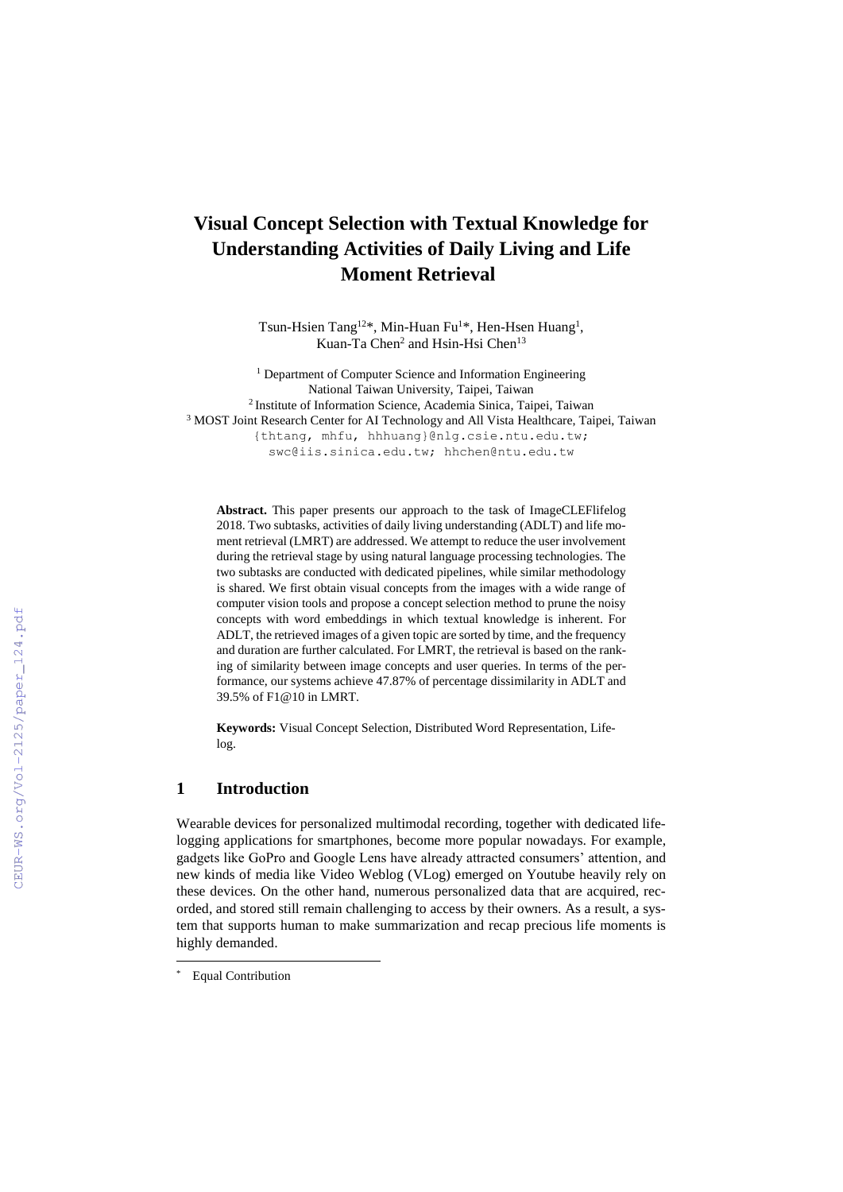# Visual Concept Selection with Textual Knowledge for Understanding Activities of Daily Living and Life Moment Retrieval

Tsun-Hsien Tang[12]*, Min-Huan Fu[1]*, Hen-Hsen Huang[1], Kuan-Ta Chen[2] and Hsin-Hsi Chen[13]

[1] Department of Computer Science and Information Engineering
National Taiwan University, Taipei, Taiwan
[2] Institute of Information Science, Academia Sinica, Taipei, Taiwan
[3] MOST Joint Research Center for AI Technology and All Vista Healthcare, Taipei, Taiwan
{thtang, mhfu, hhhuang}@nlg.csie.ntu.edu.tw;
swc@iis.sinica.edu.tw; hhchen@ntu.edu.tw

**Abstract.** This paper presents our approach to the task of ImageCLEFlifelog 2018. Two subtasks, activities of daily living understanding (ADLT) and life moment retrieval (LMRT) are addressed. We attempt to reduce the user involvement during the retrieval stage by using natural language processing technologies. The two subtasks are conducted with dedicated pipelines, while similar methodology is shared. We first obtain visual concepts from the images with a wide range of computer vision tools and propose a concept selection method to prune the noisy concepts with word embeddings in which textual knowledge is inherent. For ADLT, the retrieved images of a given topic are sorted by time, and the frequency and duration are further calculated. For LMRT, the retrieval is based on the ranking of similarity between image concepts and user queries. In terms of the performance, our systems achieve 47.87% of percentage dissimilarity in ADLT and 39.5% of F1@10 in LMRT.

**Keywords:** Visual Concept Selection, Distributed Word Representation, Lifelog.

## 1 Introduction

Wearable devices for personalized multimodal recording, together with dedicated lifelogging applications for smartphones, become more popular nowadays. For example, gadgets like GoPro and Google Lens have already attracted consumers' attention, and new kinds of media like Video Weblog (VLog) emerged on Youtube heavily rely on these devices. On the other hand, numerous personalized data that are acquired, recorded, and stored still remain challenging to access by their owners. As a result, a system that supports human to make summarization and recap precious life moments is highly demanded.

* Equal Contribution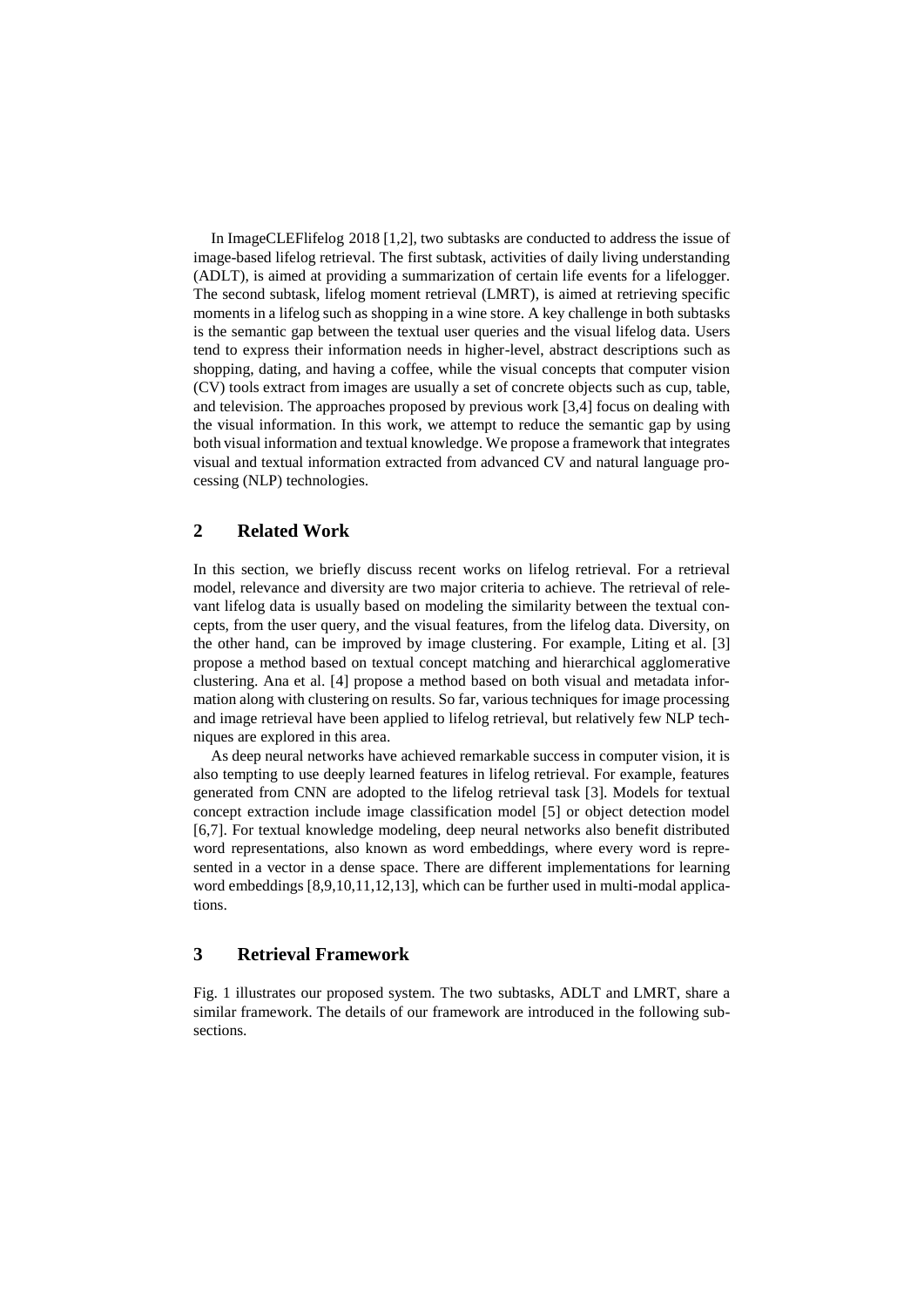In ImageCLEFlifelog 2018 [1,2], two subtasks are conducted to address the issue of image-based lifelog retrieval. The first subtask, activities of daily living understanding (ADLT), is aimed at providing a summarization of certain life events for a lifelogger. The second subtask, lifelog moment retrieval (LMRT), is aimed at retrieving specific moments in a lifelog such as shopping in a wine store. A key challenge in both subtasks is the semantic gap between the textual user queries and the visual lifelog data. Users tend to express their information needs in higher-level, abstract descriptions such as shopping, dating, and having a coffee, while the visual concepts that computer vision (CV) tools extract from images are usually a set of concrete objects such as cup, table, and television. The approaches proposed by previous work [3,4] focus on dealing with the visual information. In this work, we attempt to reduce the semantic gap by using both visual information and textual knowledge. We propose a framework that integrates visual and textual information extracted from advanced CV and natural language processing (NLP) technologies.

## 2 Related Work

In this section, we briefly discuss recent works on lifelog retrieval. For a retrieval model, relevance and diversity are two major criteria to achieve. The retrieval of relevant lifelog data is usually based on modeling the similarity between the textual concepts, from the user query, and the visual features, from the lifelog data. Diversity, on the other hand, can be improved by image clustering. For example, Liting et al. [3] propose a method based on textual concept matching and hierarchical agglomerative clustering. Ana et al. [4] propose a method based on both visual and metadata information along with clustering on results. So far, various techniques for image processing and image retrieval have been applied to lifelog retrieval, but relatively few NLP techniques are explored in this area.

As deep neural networks have achieved remarkable success in computer vision, it is also tempting to use deeply learned features in lifelog retrieval. For example, features generated from CNN are adopted to the lifelog retrieval task [3]. Models for textual concept extraction include image classification model [5] or object detection model [6,7]. For textual knowledge modeling, deep neural networks also benefit distributed word representations, also known as word embeddings, where every word is represented in a vector in a dense space. There are different implementations for learning word embeddings [8,9,10,11,12,13], which can be further used in multi-modal applications.

## 3 Retrieval Framework

Fig. 1 illustrates our proposed system. The two subtasks, ADLT and LMRT, share a similar framework. The details of our framework are introduced in the following subsections.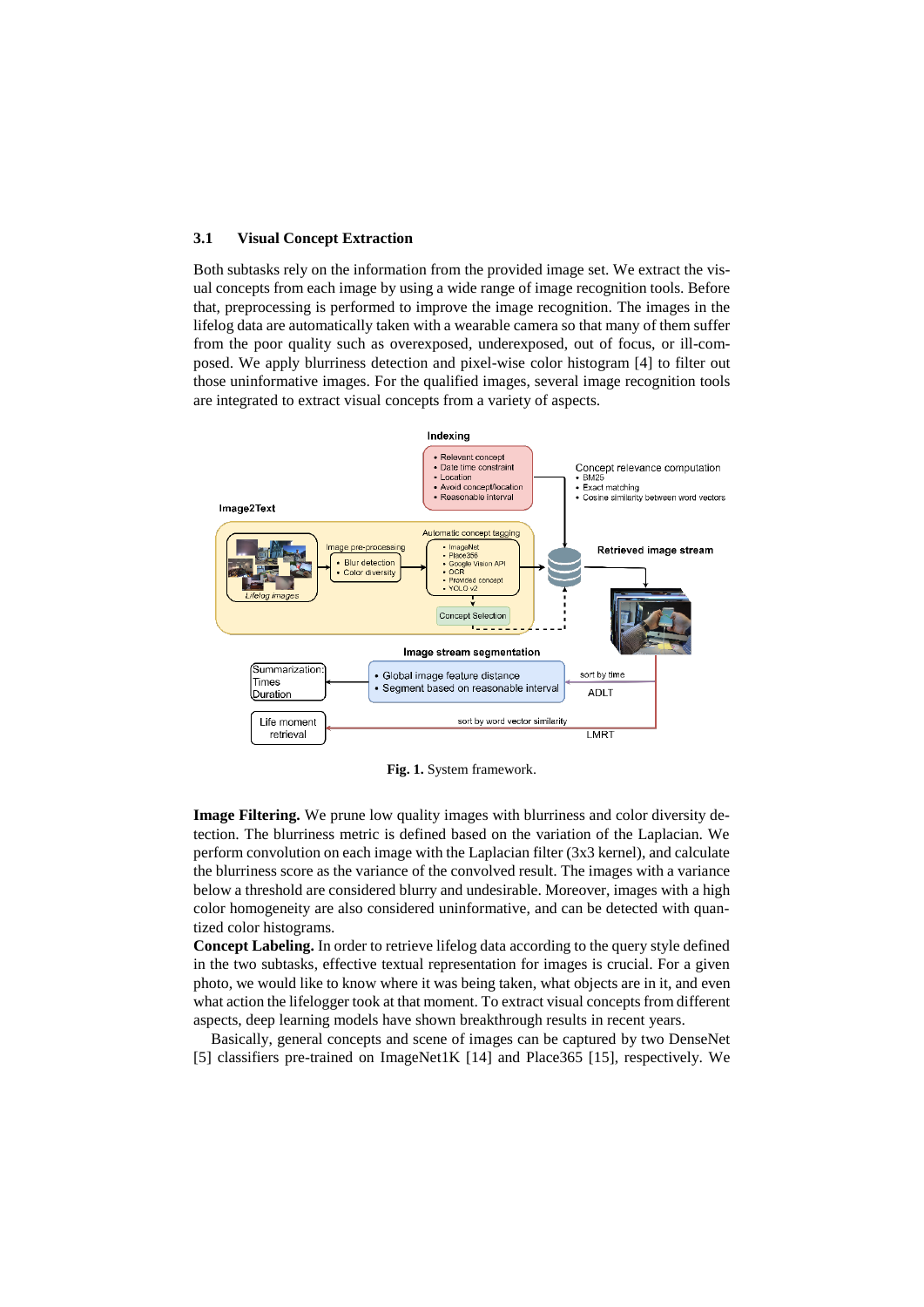### 3.1 Visual Concept Extraction

Both subtasks rely on the information from the provided image set. We extract the visual concepts from each image by using a wide range of image recognition tools. Before that, preprocessing is performed to improve the image recognition. The images in the lifelog data are automatically taken with a wearable camera so that many of them suffer from the poor quality such as overexposed, underexposed, out of focus, or ill-composed. We apply blurriness detection and pixel-wise color histogram [4] to filter out those uninformative images. For the qualified images, several image recognition tools are integrated to extract visual concepts from a variety of aspects.

**Fig. 1.** System framework.

**Image Filtering.** We prune low quality images with blurriness and color diversity detection. The blurriness metric is defined based on the variation of the Laplacian. We perform convolution on each image with the Laplacian filter (3x3 kernel), and calculate the blurriness score as the variance of the convolved result. The images with a variance below a threshold are considered blurry and undesirable. Moreover, images with a high color homogeneity are also considered uninformative, and can be detected with quantized color histograms.

**Concept Labeling.** In order to retrieve lifelog data according to the query style defined in the two subtasks, effective textual representation for images is crucial. For a given photo, we would like to know where it was being taken, what objects are in it, and even what action the lifelogger took at that moment. To extract visual concepts from different aspects, deep learning models have shown breakthrough results in recent years.

Basically, general concepts and scene of images can be captured by two DenseNet [5] classifiers pre-trained on ImageNet1K [14] and Place365 [15], respectively. We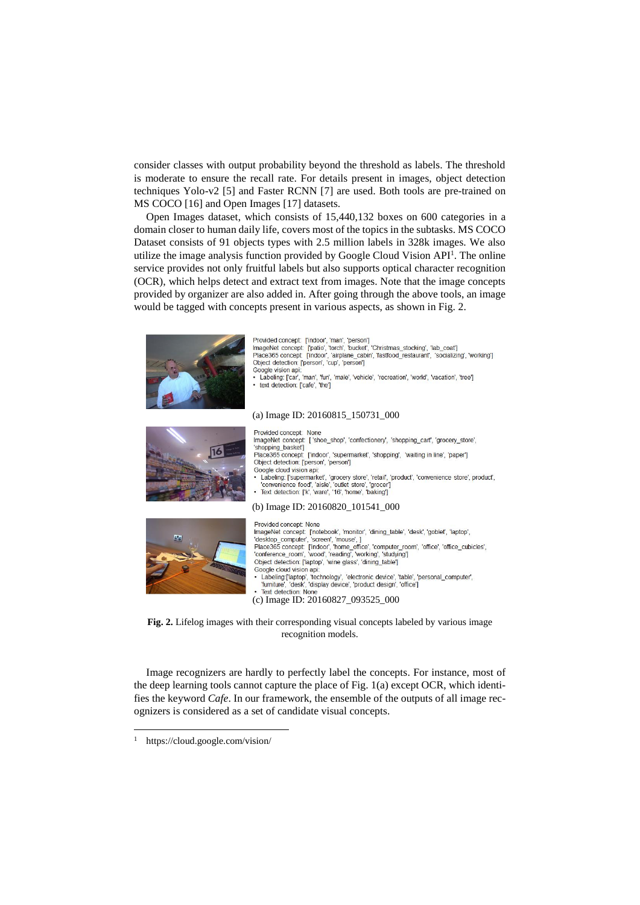consider classes with output probability beyond the threshold as labels. The threshold is moderate to ensure the recall rate. For details present in images, object detection techniques Yolo-v2 [5] and Faster RCNN [7] are used. Both tools are pre-trained on MS COCO [16] and Open Images [17] datasets.

Open Images dataset, which consists of 15,440,132 boxes on 600 categories in a domain closer to human daily life, covers most of the topics in the subtasks. MS COCO Dataset consists of 91 objects types with 2.5 million labels in 328k images. We also utilize the image analysis function provided by Google Cloud Vision API[1]. The online service provides not only fruitful labels but also supports optical character recognition (OCR), which helps detect and extract text from images. Note that the image concepts provided by organizer are also added in. After going through the above tools, an image would be tagged with concepts present in various aspects, as shown in Fig. 2.

Provided concept: ['indoor', 'man', 'person']
ImageNet concept: ['patio', 'torch', 'bucket', 'Christmas_stocking', 'lab_coat']
Place365 concept: ['indoor', 'airplane_cabin', 'fastfood_restaurant', 'socializing', 'working']
Object detection: ['person', 'cup', 'person']
Google vision api:
- Labeling: ['car', 'man', 'fun', 'male', 'vehicle', 'recreation', 'world', 'vacation', 'tree']
- text detection: ['cafe', 'the']

(a) Image ID: 20160815_150731_000

Provided concept: None
ImageNet concept: ['shoe_shop', 'confectionery', 'shopping_cart', 'grocery_store', 'shopping_basket']
Place365 concept: ['indoor', 'supermarket', 'shopping', 'waiting in line', 'paper']
Object detection: ['person', 'person']
Google cloud vision api:
- Labeling: ['supermarket', 'grocery store', 'retail', 'product', 'convenience store', product', 'convenience food', 'aisle', 'outlet store', 'grocer']
- Text detection: ['k', 'ware', '16', 'home', 'baking']

(b) Image ID: 20160820_101541_000

Provided concept: None
ImageNet concept: ['notebook', 'monitor', 'dining_table', 'desk', 'goblet', 'laptop', 'desktop_computer', 'screen', 'mouse', ]
Place365 concept: ['indoor', 'home_office', 'computer_room', 'office', 'office_cubicles', 'conference_room', 'wood', 'reading', 'working', 'studying']
Object detection: ['laptop', 'wine glass', 'dining_table']
Google cloud vision api:
- Labeling:['laptop', 'technology', 'electronic device', 'table', 'personal_computer', 'furniture', 'desk', 'display device', 'product design', 'office']
- Text detection: None

(c) Image ID: 20160827_093525_000

**Fig. 2.** Lifelog images with their corresponding visual concepts labeled by various image recognition models.

Image recognizers are hardly to perfectly label the concepts. For instance, most of the deep learning tools cannot capture the place of Fig. 1(a) except OCR, which identifies the keyword *Cafe*. In our framework, the ensemble of the outputs of all image recognizers is considered as a set of candidate visual concepts.

[1] https://cloud.google.com/vision/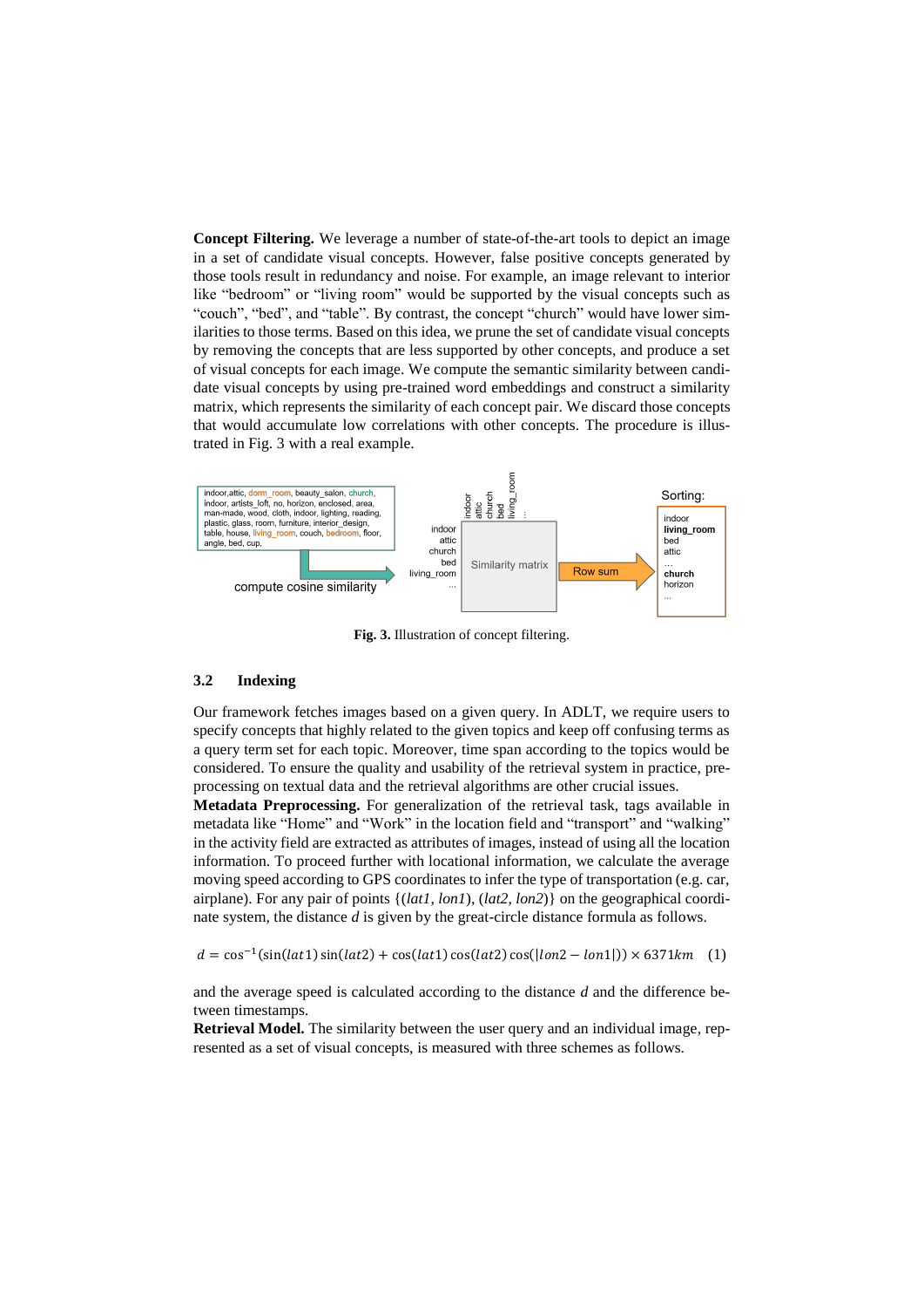**Concept Filtering.** We leverage a number of state-of-the-art tools to depict an image in a set of candidate visual concepts. However, false positive concepts generated by those tools result in redundancy and noise. For example, an image relevant to interior like “bedroom” or “living room” would be supported by the visual concepts such as “couch”, “bed”, and “table”. By contrast, the concept “church” would have lower similarities to those terms. Based on this idea, we prune the set of candidate visual concepts by removing the concepts that are less supported by other concepts, and produce a set of visual concepts for each image. We compute the semantic similarity between candidate visual concepts by using pre-trained word embeddings and construct a similarity matrix, which represents the similarity of each concept pair. We discard those concepts that would accumulate low correlations with other concepts. The procedure is illustrated in Fig. 3 with a real example.

**Fig. 3.** Illustration of concept filtering.

## 3.2 Indexing

Our framework fetches images based on a given query. In ADLT, we require users to specify concepts that highly related to the given topics and keep off confusing terms as a query term set for each topic. Moreover, time span according to the topics would be considered. To ensure the quality and usability of the retrieval system in practice, preprocessing on textual data and the retrieval algorithms are other crucial issues.

**Metadata Preprocessing.** For generalization of the retrieval task, tags available in metadata like “Home” and “Work” in the location field and “transport” and “walking” in the activity field are extracted as attributes of images, instead of using all the location information. To proceed further with locational information, we calculate the average moving speed according to GPS coordinates to infer the type of transportation (e.g. car, airplane). For any pair of points {(*lat1*, *lon1*), (*lat2*, *lon2*)} on the geographical coordinate system, the distance *d* is given by the great-circle distance formula as follows.

$$d = \cos^{-1}(\sin(lat1)\sin(lat2) + \cos(lat1)\cos(lat2)\cos(|lon2 - lon1|)) \times 6371km \quad (1)$$

and the average speed is calculated according to the distance *d* and the difference between timestamps.

**Retrieval Model.** The similarity between the user query and an individual image, represented as a set of visual concepts, is measured with three schemes as follows.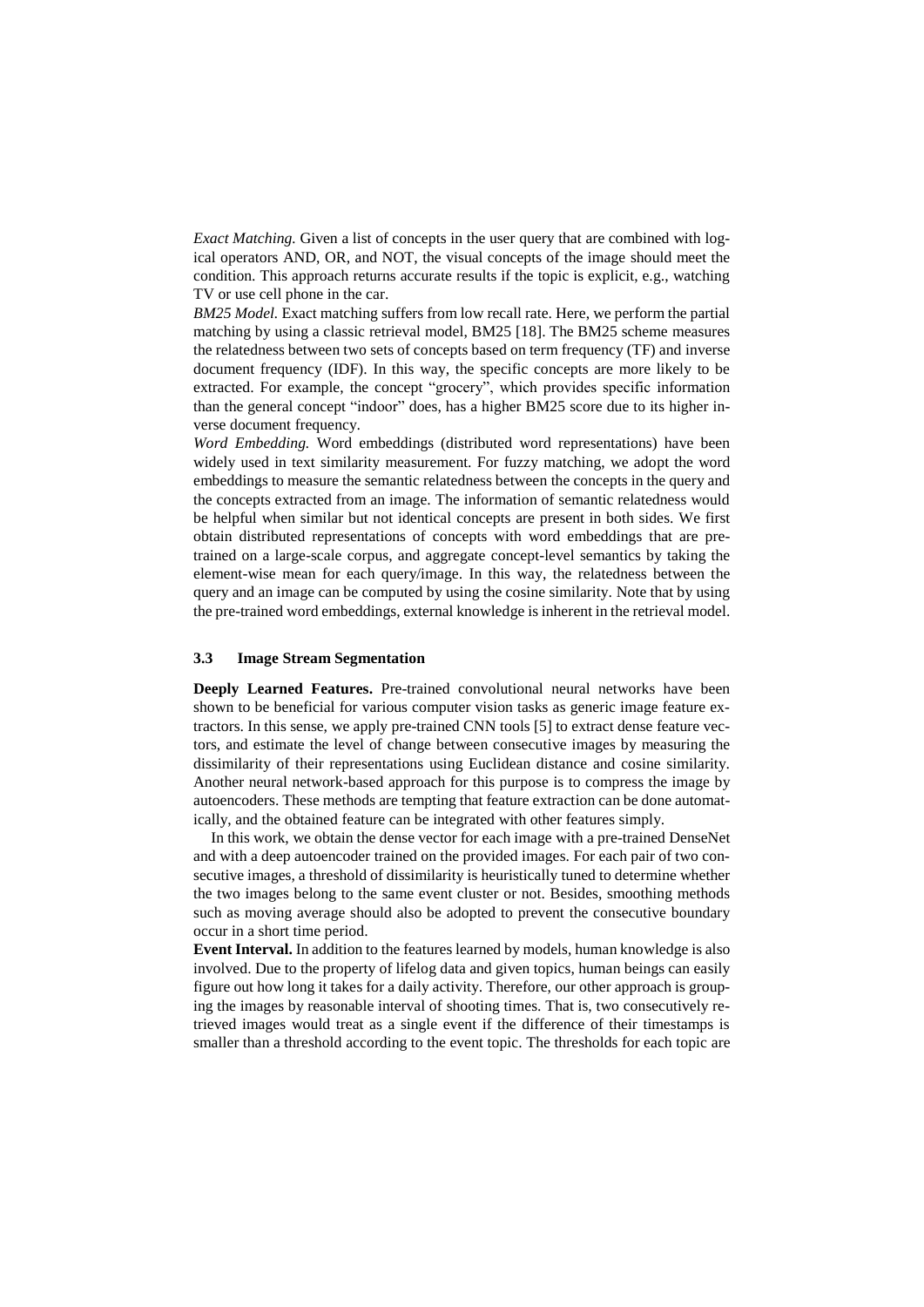*Exact Matching.* Given a list of concepts in the user query that are combined with logical operators AND, OR, and NOT, the visual concepts of the image should meet the condition. This approach returns accurate results if the topic is explicit, e.g., watching TV or use cell phone in the car.

*BM25 Model.* Exact matching suffers from low recall rate. Here, we perform the partial matching by using a classic retrieval model, BM25 [18]. The BM25 scheme measures the relatedness between two sets of concepts based on term frequency (TF) and inverse document frequency (IDF). In this way, the specific concepts are more likely to be extracted. For example, the concept "grocery", which provides specific information than the general concept "indoor" does, has a higher BM25 score due to its higher inverse document frequency.

*Word Embedding.* Word embeddings (distributed word representations) have been widely used in text similarity measurement. For fuzzy matching, we adopt the word embeddings to measure the semantic relatedness between the concepts in the query and the concepts extracted from an image. The information of semantic relatedness would be helpful when similar but not identical concepts are present in both sides. We first obtain distributed representations of concepts with word embeddings that are pre-trained on a large-scale corpus, and aggregate concept-level semantics by taking the element-wise mean for each query/image. In this way, the relatedness between the query and an image can be computed by using the cosine similarity. Note that by using the pre-trained word embeddings, external knowledge is inherent in the retrieval model.

### 3.3 Image Stream Segmentation

**Deeply Learned Features.** Pre-trained convolutional neural networks have been shown to be beneficial for various computer vision tasks as generic image feature extractors. In this sense, we apply pre-trained CNN tools [5] to extract dense feature vectors, and estimate the level of change between consecutive images by measuring the dissimilarity of their representations using Euclidean distance and cosine similarity. Another neural network-based approach for this purpose is to compress the image by autoencoders. These methods are tempting that feature extraction can be done automatically, and the obtained feature can be integrated with other features simply.

In this work, we obtain the dense vector for each image with a pre-trained DenseNet and with a deep autoencoder trained on the provided images. For each pair of two consecutive images, a threshold of dissimilarity is heuristically tuned to determine whether the two images belong to the same event cluster or not. Besides, smoothing methods such as moving average should also be adopted to prevent the consecutive boundary occur in a short time period.

**Event Interval.** In addition to the features learned by models, human knowledge is also involved. Due to the property of lifelog data and given topics, human beings can easily figure out how long it takes for a daily activity. Therefore, our other approach is grouping the images by reasonable interval of shooting times. That is, two consecutively retrieved images would treat as a single event if the difference of their timestamps is smaller than a threshold according to the event topic. The thresholds for each topic are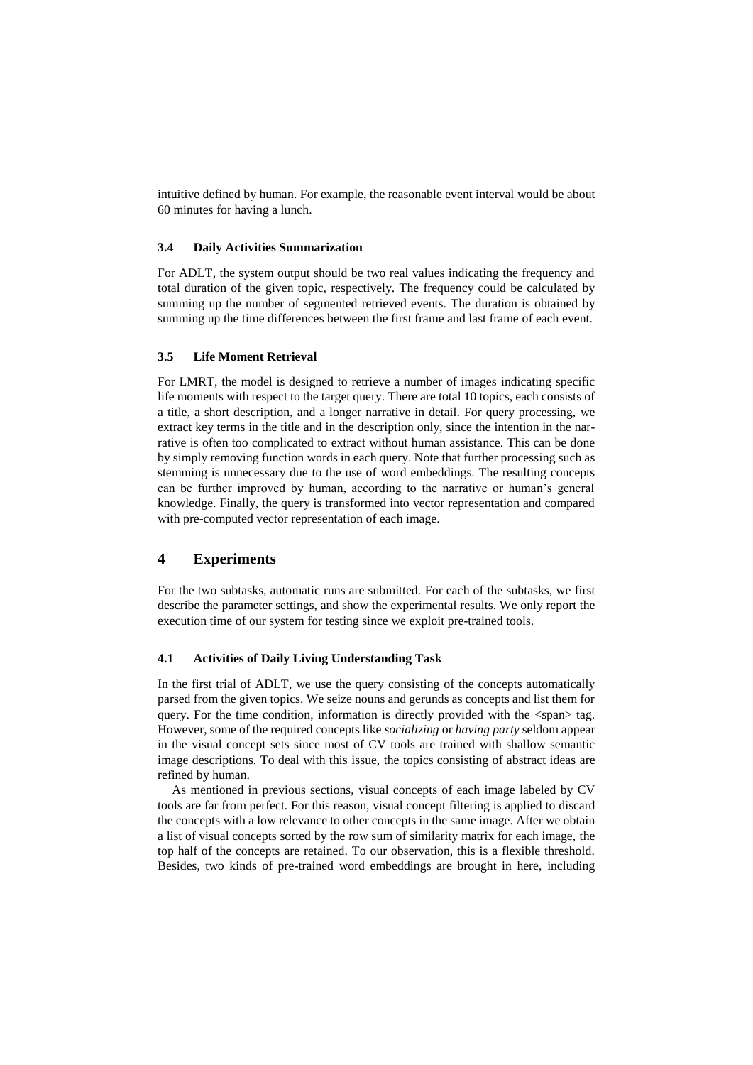intuitive defined by human. For example, the reasonable event interval would be about 60 minutes for having a lunch.

### 3.4 Daily Activities Summarization

For ADLT, the system output should be two real values indicating the frequency and total duration of the given topic, respectively. The frequency could be calculated by summing up the number of segmented retrieved events. The duration is obtained by summing up the time differences between the first frame and last frame of each event.

### 3.5 Life Moment Retrieval

For LMRT, the model is designed to retrieve a number of images indicating specific life moments with respect to the target query. There are total 10 topics, each consists of a title, a short description, and a longer narrative in detail. For query processing, we extract key terms in the title and in the description only, since the intention in the narrative is often too complicated to extract without human assistance. This can be done by simply removing function words in each query. Note that further processing such as stemming is unnecessary due to the use of word embeddings. The resulting concepts can be further improved by human, according to the narrative or human's general knowledge. Finally, the query is transformed into vector representation and compared with pre-computed vector representation of each image.

## 4 Experiments

For the two subtasks, automatic runs are submitted. For each of the subtasks, we first describe the parameter settings, and show the experimental results. We only report the execution time of our system for testing since we exploit pre-trained tools.

### 4.1 Activities of Daily Living Understanding Task

In the first trial of ADLT, we use the query consisting of the concepts automatically parsed from the given topics. We seize nouns and gerunds as concepts and list them for query. For the time condition, information is directly provided with the <span> tag. However, some of the required concepts like *socializing* or *having party* seldom appear in the visual concept sets since most of CV tools are trained with shallow semantic image descriptions. To deal with this issue, the topics consisting of abstract ideas are refined by human.

As mentioned in previous sections, visual concepts of each image labeled by CV tools are far from perfect. For this reason, visual concept filtering is applied to discard the concepts with a low relevance to other concepts in the same image. After we obtain a list of visual concepts sorted by the row sum of similarity matrix for each image, the top half of the concepts are retained. To our observation, this is a flexible threshold. Besides, two kinds of pre-trained word embeddings are brought in here, including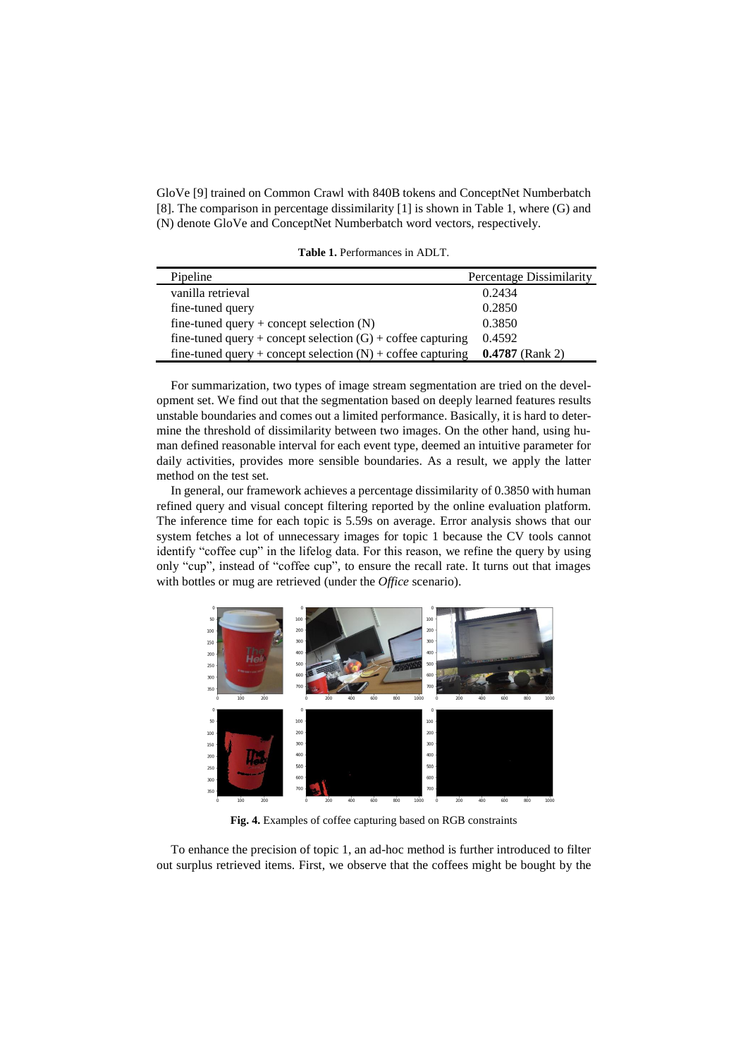GloVe [9] trained on Common Crawl with 840B tokens and ConceptNet Numberbatch [8]. The comparison in percentage dissimilarity [1] is shown in Table 1, where (G) and (N) denote GloVe and ConceptNet Numberbatch word vectors, respectively.

**Table 1.** Performances in ADLT.

| Pipeline | Percentage Dissimilarity |
| --- | --- |
| vanilla retrieval | 0.2434 |
| fine-tuned query | 0.2850 |
| fine-tuned query + concept selection (N) | 0.3850 |
| fine-tuned query + concept selection (G) + coffee capturing | 0.4592 |
| fine-tuned query + concept selection (N) + coffee capturing | **0.4787** (Rank 2) |

For summarization, two types of image stream segmentation are tried on the development set. We find out that the segmentation based on deeply learned features results unstable boundaries and comes out a limited performance. Basically, it is hard to determine the threshold of dissimilarity between two images. On the other hand, using human defined reasonable interval for each event type, deemed an intuitive parameter for daily activities, provides more sensible boundaries. As a result, we apply the latter method on the test set.

In general, our framework achieves a percentage dissimilarity of 0.3850 with human refined query and visual concept filtering reported by the online evaluation platform. The inference time for each topic is 5.59s on average. Error analysis shows that our system fetches a lot of unnecessary images for topic 1 because the CV tools cannot identify "coffee cup" in the lifelog data. For this reason, we refine the query by using only "cup", instead of "coffee cup", to ensure the recall rate. It turns out that images with bottles or mug are retrieved (under the *Office* scenario).

**Fig. 4.** Examples of coffee capturing based on RGB constraints

To enhance the precision of topic 1, an ad-hoc method is further introduced to filter out surplus retrieved items. First, we observe that the coffees might be bought by the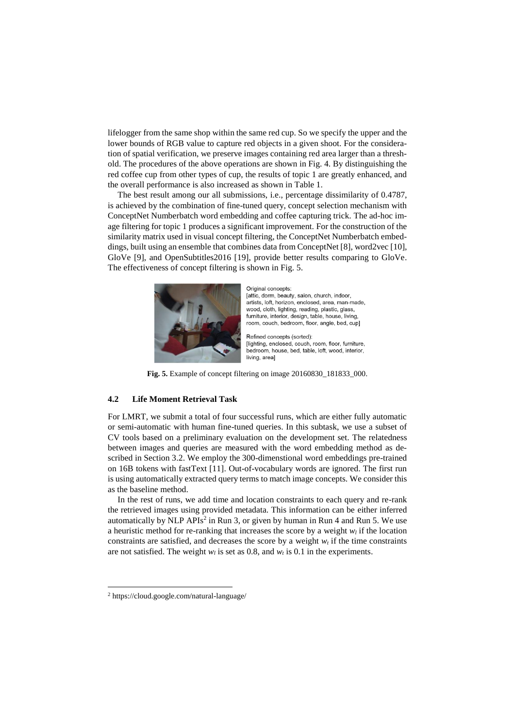lifelogger from the same shop within the same red cup. So we specify the upper and the lower bounds of RGB value to capture red objects in a given shoot. For the consideration of spatial verification, we preserve images containing red area larger than a threshold. The procedures of the above operations are shown in Fig. 4. By distinguishing the red coffee cup from other types of cup, the results of topic 1 are greatly enhanced, and the overall performance is also increased as shown in Table 1.

The best result among our all submissions, i.e., percentage dissimilarity of 0.4787, is achieved by the combination of fine-tuned query, concept selection mechanism with ConceptNet Numberbatch word embedding and coffee capturing trick. The ad-hoc image filtering for topic 1 produces a significant improvement. For the construction of the similarity matrix used in visual concept filtering, the ConceptNet Numberbatch embeddings, built using an ensemble that combines data from ConceptNet [8], word2vec [10], GloVe [9], and OpenSubtitles2016 [19], provide better results comparing to GloVe. The effectiveness of concept filtering is shown in Fig. 5.

Original concepts:
[attic, dorm, beauty, salon, church, indoor, artists, loft, horizon, enclosed, area, man-made, wood, cloth, lighting, reading, plastic, glass, furniture, interior, design, table, house, living, room, couch, bedroom, floor, angle, bed, cup]

Refined concepts (sorted):
[lighting, enclosed, couch, room, floor, furniture, bedroom, house, bed, table, loft, wood, interior, living, area]

**Fig. 5.** Example of concept filtering on image 20160830_181833_000.

### 4.2 Life Moment Retrieval Task

For LMRT, we submit a total of four successful runs, which are either fully automatic or semi-automatic with human fine-tuned queries. In this subtask, we use a subset of CV tools based on a preliminary evaluation on the development set. The relatedness between images and queries are measured with the word embedding method as described in Section 3.2. We employ the 300-dimenstional word embeddings pre-trained on 16B tokens with fastText [11]. Out-of-vocabulary words are ignored. The first run is using automatically extracted query terms to match image concepts. We consider this as the baseline method.

In the rest of runs, we add time and location constraints to each query and re-rank the retrieved images using provided metadata. This information can be either inferred automatically by NLP APIs[2] in Run 3, or given by human in Run 4 and Run 5. We use a heuristic method for re-ranking that increases the score by a weight $w_l$ if the location constraints are satisfied, and decreases the score by a weight $w_t$ if the time constraints are not satisfied. The weight $w_l$ is set as 0.8, and $w_t$ is 0.1 in the experiments.

[2] https://cloud.google.com/natural-language/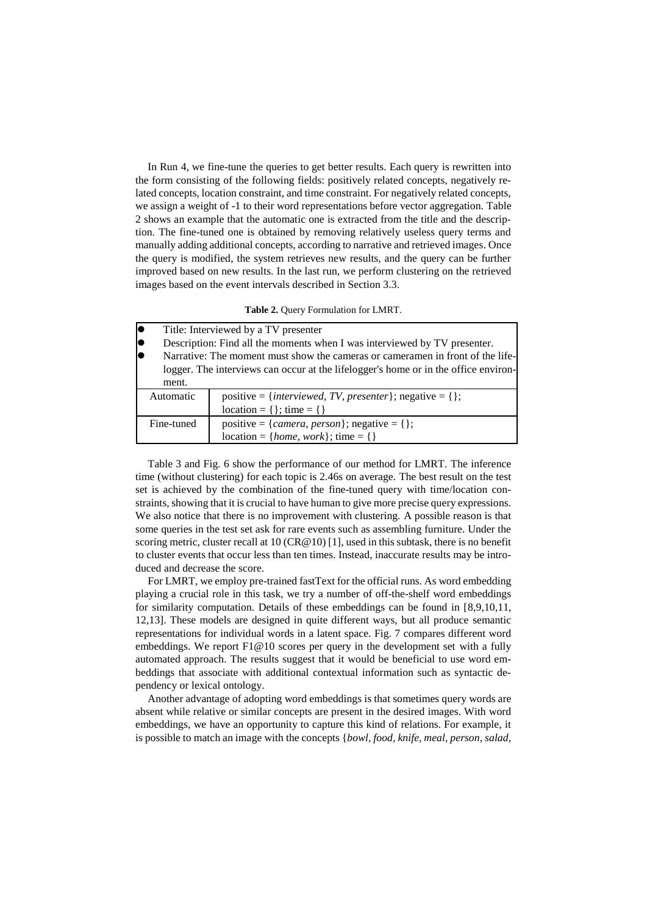In Run 4, we fine-tune the queries to get better results. Each query is rewritten into the form consisting of the following fields: positively related concepts, negatively related concepts, location constraint, and time constraint. For negatively related concepts, we assign a weight of -1 to their word representations before vector aggregation. Table 2 shows an example that the automatic one is extracted from the title and the description. The fine-tuned one is obtained by removing relatively useless query terms and manually adding additional concepts, according to narrative and retrieved images. Once the query is modified, the system retrieves new results, and the query can be further improved based on new results. In the last run, we perform clustering on the retrieved images based on the event intervals described in Section 3.3.

**Table 2.** Query Formulation for LMRT.

| | |
|---|---|
| ● Title: Interviewed by a TV presenter<br>● Description: Find all the moments when I was interviewed by TV presenter.<br>● Narrative: The moment must show the cameras or cameramen in front of the lifelogger. The interviews can occur at the lifelogger's home or in the office environment. | |
| Automatic | positive = {*interviewed*, *TV*, *presenter*}; negative = {};<br>location = {}; time = {} |
| Fine-tuned | positive = {*camera*, *person*}; negative = {};<br>location = {*home*, *work*}; time = {} |

Table 3 and Fig. 6 show the performance of our method for LMRT. The inference time (without clustering) for each topic is 2.46s on average. The best result on the test set is achieved by the combination of the fine-tuned query with time/location constraints, showing that it is crucial to have human to give more precise query expressions. We also notice that there is no improvement with clustering. A possible reason is that some queries in the test set ask for rare events such as assembling furniture. Under the scoring metric, cluster recall at 10 (CR@10) [1], used in this subtask, there is no benefit to cluster events that occur less than ten times. Instead, inaccurate results may be introduced and decrease the score.

For LMRT, we employ pre-trained fastText for the official runs. As word embedding playing a crucial role in this task, we try a number of off-the-shelf word embeddings for similarity computation. Details of these embeddings can be found in [8,9,10,11, 12,13]. These models are designed in quite different ways, but all produce semantic representations for individual words in a latent space. Fig. 7 compares different word embeddings. We report F1@10 scores per query in the development set with a fully automated approach. The results suggest that it would be beneficial to use word embeddings that associate with additional contextual information such as syntactic dependency or lexical ontology.

Another advantage of adopting word embeddings is that sometimes query words are absent while relative or similar concepts are present in the desired images. With word embeddings, we have an opportunity to capture this kind of relations. For example, it is possible to match an image with the concepts {*bowl, food, knife, meal, person, salad,*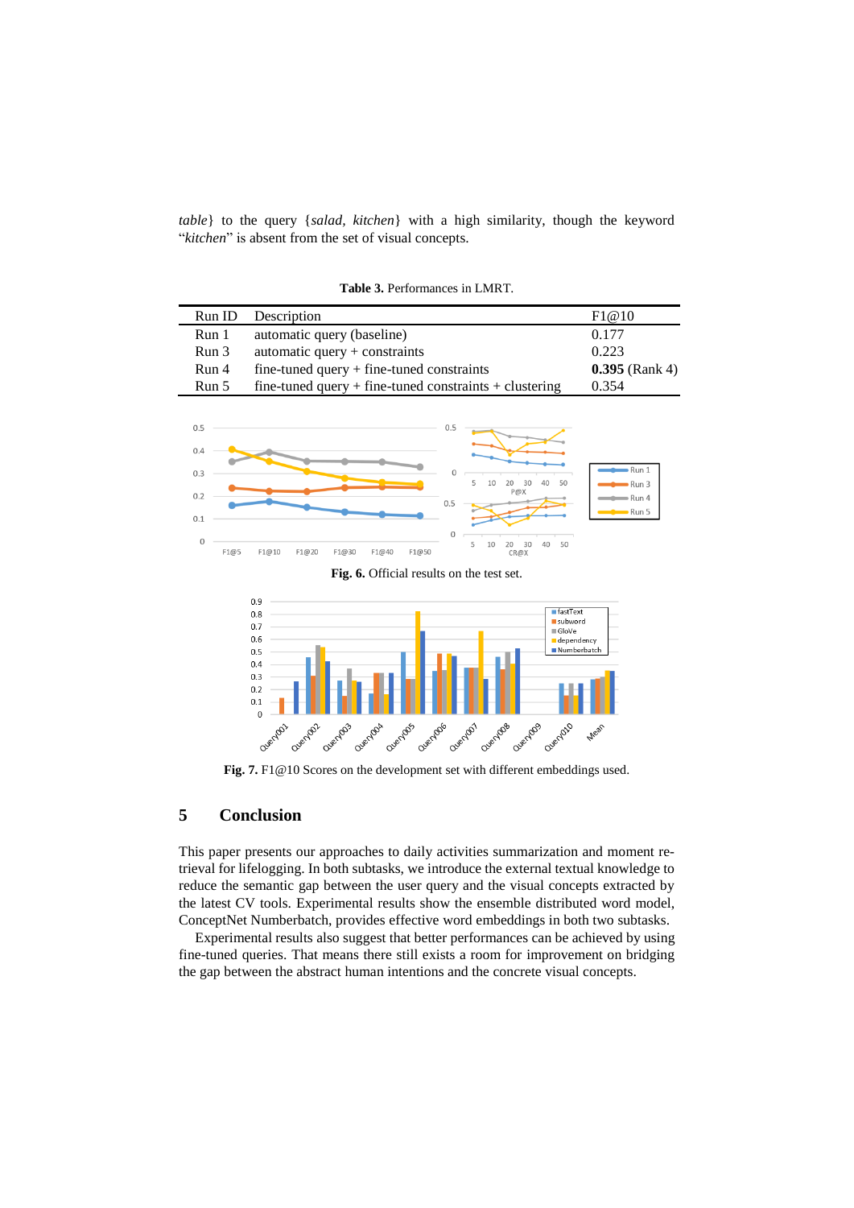*table*} to the query {*salad*, *kitchen*} with a high similarity, though the keyword "*kitchen*" is absent from the set of visual concepts.

**Table 3.** Performances in LMRT.

| Run ID | Description | F1@10 |
|---|---|---|
| Run 1 | automatic query (baseline) | 0.177 |
| Run 3 | automatic query + constraints | 0.223 |
| Run 4 | fine-tuned query + fine-tuned constraints | **0.395** (Rank 4) |
| Run 5 | fine-tuned query + fine-tuned constraints + clustering | 0.354 |

**Fig. 6.** Official results on the test set.

**Fig. 7.** F1@10 Scores on the development set with different embeddings used.

## 5 Conclusion

This paper presents our approaches to daily activities summarization and moment retrieval for lifelogging. In both subtasks, we introduce the external textual knowledge to reduce the semantic gap between the user query and the visual concepts extracted by the latest CV tools. Experimental results show the ensemble distributed word model, ConceptNet Numberbatch, provides effective word embeddings in both two subtasks.

Experimental results also suggest that better performances can be achieved by using fine-tuned queries. That means there still exists a room for improvement on bridging the gap between the abstract human intentions and the concrete visual concepts.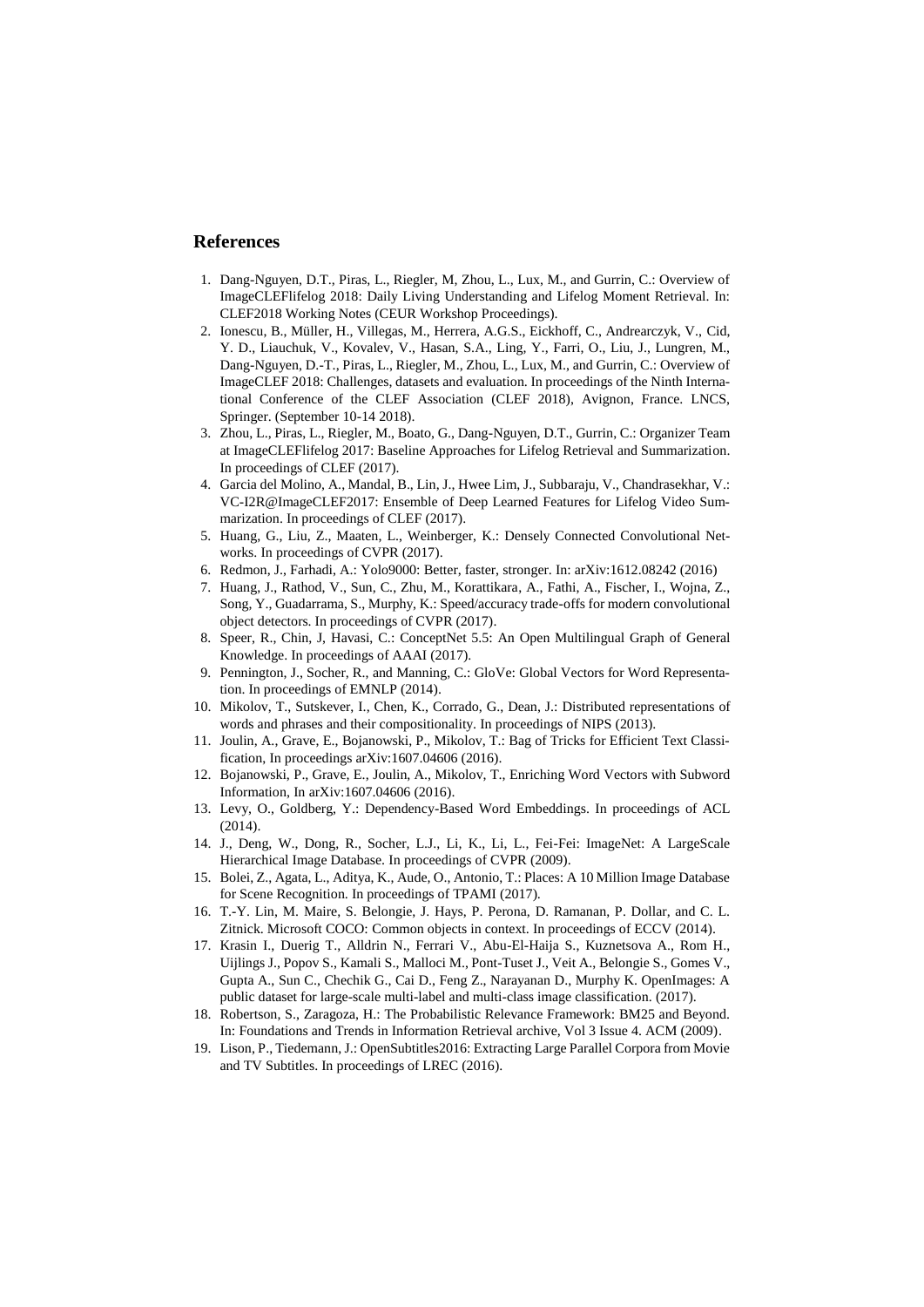## References

1. Dang-Nguyen, D.T., Piras, L., Riegler, M, Zhou, L., Lux, M., and Gurrin, C.: Overview of ImageCLEFlifelog 2018: Daily Living Understanding and Lifelog Moment Retrieval. In: CLEF2018 Working Notes (CEUR Workshop Proceedings).
2. Ionescu, B., Müller, H., Villegas, M., Herrera, A.G.S., Eickhoff, C., Andrearczyk, V., Cid, Y. D., Liauchuk, V., Kovalev, V., Hasan, S.A., Ling, Y., Farri, O., Liu, J., Lungren, M., Dang-Nguyen, D.-T., Piras, L., Riegler, M., Zhou, L., Lux, M., and Gurrin, C.: Overview of ImageCLEF 2018: Challenges, datasets and evaluation. In proceedings of the Ninth International Conference of the CLEF Association (CLEF 2018), Avignon, France. LNCS, Springer. (September 10-14 2018).
3. Zhou, L., Piras, L., Riegler, M., Boato, G., Dang-Nguyen, D.T., Gurrin, C.: Organizer Team at ImageCLEFlifelog 2017: Baseline Approaches for Lifelog Retrieval and Summarization. In proceedings of CLEF (2017).
4. Garcia del Molino, A., Mandal, B., Lin, J., Hwee Lim, J., Subbaraju, V., Chandrasekhar, V.: VC-I2R@ImageCLEF2017: Ensemble of Deep Learned Features for Lifelog Video Summarization. In proceedings of CLEF (2017).
5. Huang, G., Liu, Z., Maaten, L., Weinberger, K.: Densely Connected Convolutional Networks. In proceedings of CVPR (2017).
6. Redmon, J., Farhadi, A.: Yolo9000: Better, faster, stronger. In: arXiv:1612.08242 (2016)
7. Huang, J., Rathod, V., Sun, C., Zhu, M., Korattikara, A., Fathi, A., Fischer, I., Wojna, Z., Song, Y., Guadarrama, S., Murphy, K.: Speed/accuracy trade-offs for modern convolutional object detectors. In proceedings of CVPR (2017).
8. Speer, R., Chin, J, Havasi, C.: ConceptNet 5.5: An Open Multilingual Graph of General Knowledge. In proceedings of AAAI (2017).
9. Pennington, J., Socher, R., and Manning, C.: GloVe: Global Vectors for Word Representation. In proceedings of EMNLP (2014).
10. Mikolov, T., Sutskever, I., Chen, K., Corrado, G., Dean, J.: Distributed representations of words and phrases and their compositionality. In proceedings of NIPS (2013).
11. Joulin, A., Grave, E., Bojanowski, P., Mikolov, T.: Bag of Tricks for Efficient Text Classification, In proceedings arXiv:1607.04606 (2016).
12. Bojanowski, P., Grave, E., Joulin, A., Mikolov, T., Enriching Word Vectors with Subword Information, In arXiv:1607.04606 (2016).
13. Levy, O., Goldberg, Y.: Dependency-Based Word Embeddings. In proceedings of ACL (2014).
14. J., Deng, W., Dong, R., Socher, L.J., Li, K., Li, L., Fei-Fei: ImageNet: A LargeScale Hierarchical Image Database. In proceedings of CVPR (2009).
15. Bolei, Z., Agata, L., Aditya, K., Aude, O., Antonio, T.: Places: A 10 Million Image Database for Scene Recognition. In proceedings of TPAMI (2017).
16. T.-Y. Lin, M. Maire, S. Belongie, J. Hays, P. Perona, D. Ramanan, P. Dollar, and C. L. Zitnick. Microsoft COCO: Common objects in context. In proceedings of ECCV (2014).
17. Krasin I., Duerig T., Alldrin N., Ferrari V., Abu-El-Haija S., Kuznetsova A., Rom H., Uijlings J., Popov S., Kamali S., Malloci M., Pont-Tuset J., Veit A., Belongie S., Gomes V., Gupta A., Sun C., Chechik G., Cai D., Feng Z., Narayanan D., Murphy K. OpenImages: A public dataset for large-scale multi-label and multi-class image classification. (2017).
18. Robertson, S., Zaragoza, H.: The Probabilistic Relevance Framework: BM25 and Beyond. In: Foundations and Trends in Information Retrieval archive, Vol 3 Issue 4. ACM (2009).
19. Lison, P., Tiedemann, J.: OpenSubtitles2016: Extracting Large Parallel Corpora from Movie and TV Subtitles. In proceedings of LREC (2016).